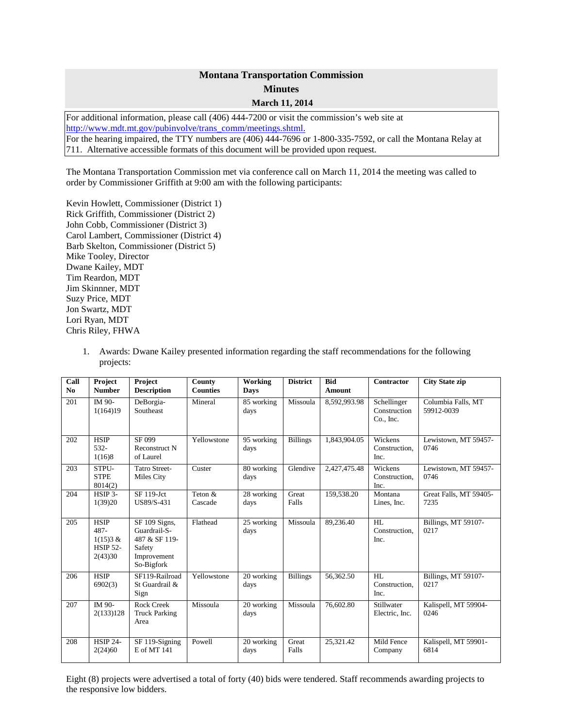# Montana Transportation Commission

## Minutes

### March 11, 2014

For additional information, please call (406) 444-7200 or visit the commission's web site at http://www.mdt.mt.gov/pubinvolve/trans_comm/meetings.shtml.
For the hearing impaired, the TTY numbers are (406) 444-7696 or 1-800-335-7592, or call the Montana Relay at 711. Alternative accessible formats of this document will be provided upon request.

The Montana Transportation Commission met via conference call on March 11, 2014 the meeting was called to order by Commissioner Griffith at 9:00 am with the following participants:

Kevin Howlett, Commissioner (District 1)
Rick Griffith, Commissioner (District 2)
John Cobb, Commissioner (District 3)
Carol Lambert, Commissioner (District 4)
Barb Skelton, Commissioner (District 5)
Mike Tooley, Director
Dwane Kailey, MDT
Tim Reardon, MDT
Jim Skinnner, MDT
Suzy Price, MDT
Jon Swartz, MDT
Lori Ryan, MDT
Chris Riley, FHWA

1. Awards: Dwane Kailey presented information regarding the staff recommendations for the following projects:

| Call No | Project Number | Project Description | County Counties | Working Days | District | Bid Amount | Contractor | City State zip |
|---|---|---|---|---|---|---|---|---|
| 201 | IM 90-1(164)19 | DeBorgia-Southeast | Mineral | 85 working days | Missoula | 8,592,993.98 | Schellinger Construction Co., Inc. | Columbia Falls, MT 59912-0039 |
| 202 | HSIP 532-1(16)8 | SF 099 Reconstruct N of Laurel | Yellowstone | 95 working days | Billings | 1,843,904.05 | Wickens Construction, Inc. | Lewistown, MT 59457-0746 |
| 203 | STPU-STPE 8014(2) | Tatro Street-Miles City | Custer | 80 working days | Glendive | 2,427,475.48 | Wickens Construction, Inc. | Lewistown, MT 59457-0746 |
| 204 | HSIP 3-1(39)20 | SF 119-Jct US89/S-431 | Teton & Cascade | 28 working days | Great Falls | 159,538.20 | Montana Lines, Inc. | Great Falls, MT 59405-7235 |
| 205 | HSIP 487-1(15)3 & HSIP 52-2(43)30 | SF 109 Signs, Guardrail-S-487 & SF 119-Safety Improvement So-Bigfork | Flathead | 25 working days | Missoula | 89,236.40 | HL Construction, Inc. | Billings, MT 59107-0217 |
| 206 | HSIP 6902(3) | SF119-Railroad St Guardrail & Sign | Yellowstone | 20 working days | Billings | 56,362.50 | HL Construction, Inc. | Billings, MT 59107-0217 |
| 207 | IM 90-2(133)128 | Rock Creek Truck Parking Area | Missoula | 20 working days | Missoula | 76,602.80 | Stillwater Electric, Inc. | Kalispell, MT 59904-0246 |
| 208 | HSIP 24-2(24)60 | SF 119-Signing E of MT 141 | Powell | 20 working days | Great Falls | 25,321.42 | Mild Fence Company | Kalispell, MT 59901-6814 |

Eight (8) projects were advertised a total of forty (40) bids were tendered. Staff recommends awarding projects to the responsive low bidders.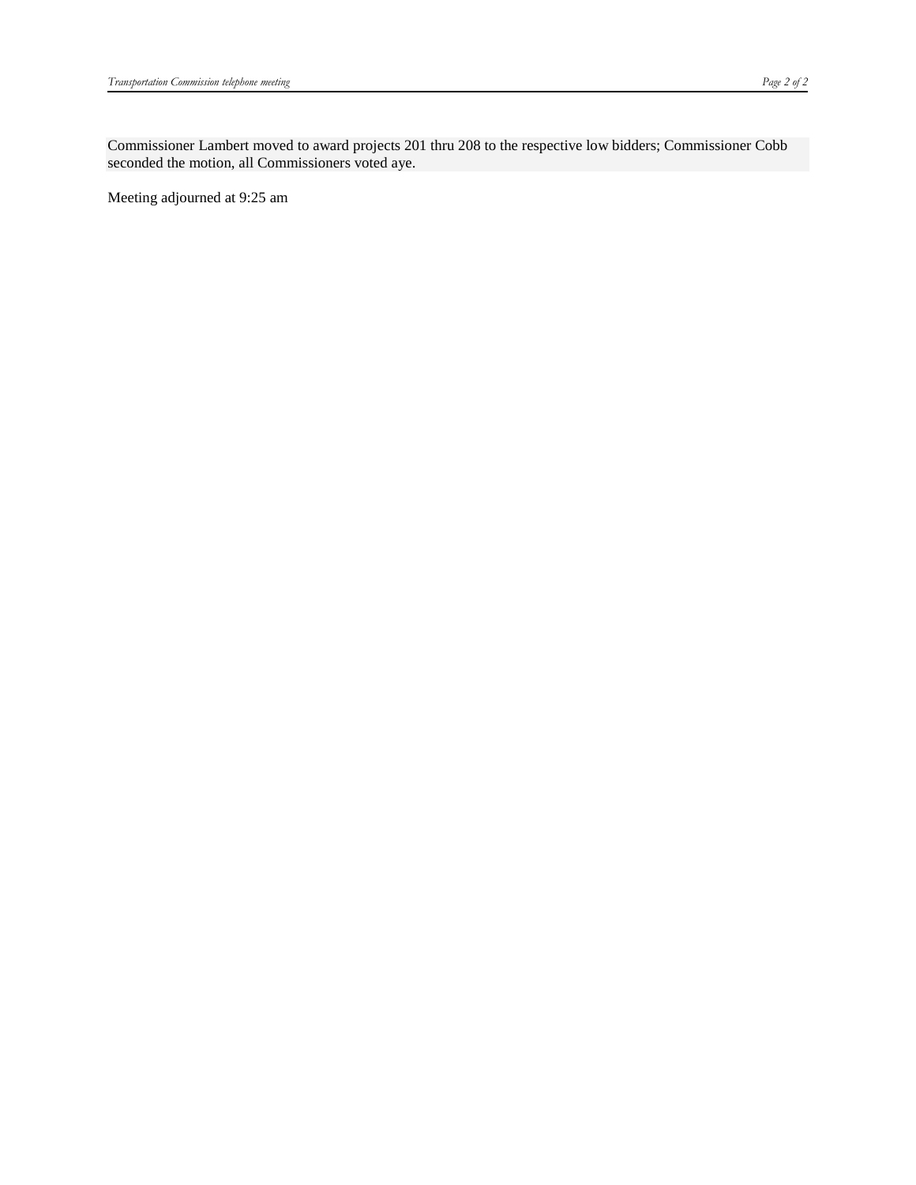Commissioner Lambert moved to award projects 201 thru 208 to the respective low bidders; Commissioner Cobb seconded the motion, all Commissioners voted aye.

Meeting adjourned at 9:25 am